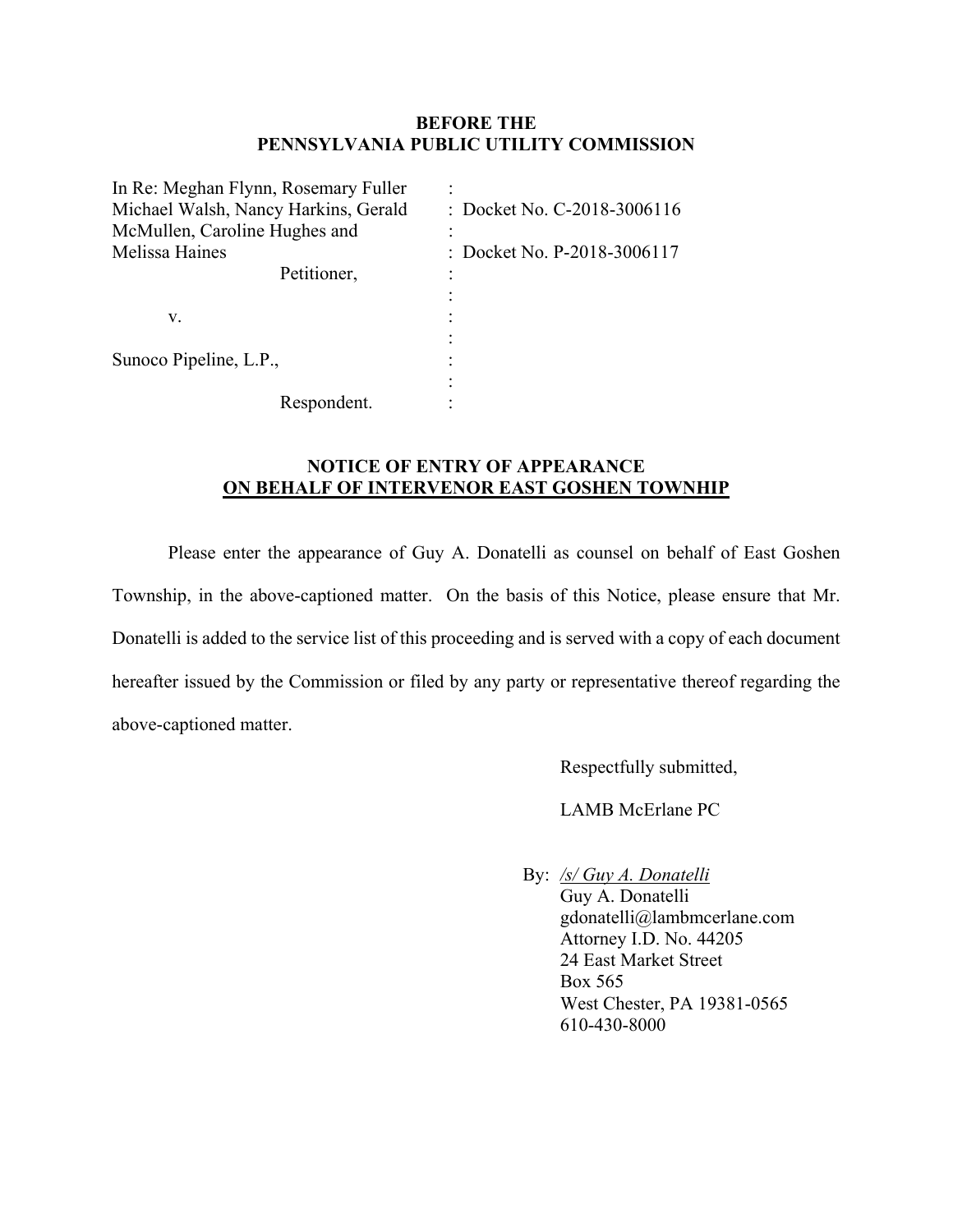**BEFORE THE**
**PENNSYLVANIA PUBLIC UTILITY COMMISSION**

| | | |
|---|---|---|
| In Re: Meghan Flynn, Rosemary Fuller Michael Walsh, Nancy Harkins, Gerald McMullen, Caroline Hughes and Melissa Haines | : | Docket No. C-2018-3006116 |
| Petitioner, | : | Docket No. P-2018-3006117 |
| v. | : | |
| Sunoco Pipeline, L.P., | : | |
| Respondent. | : | |

**NOTICE OF ENTRY OF APPEARANCE**
**<u>ON BEHALF OF INTERVENOR EAST GOSHEN TOWNHIP</u>**

Please enter the appearance of Guy A. Donatelli as counsel on behalf of East Goshen Township, in the above-captioned matter. On the basis of this Notice, please ensure that Mr. Donatelli is added to the service list of this proceeding and is served with a copy of each document hereafter issued by the Commission or filed by any party or representative thereof regarding the above-captioned matter.

Respectfully submitted,

LAMB McErlane PC

By: */s/ Guy A. Donatelli*
Guy A. Donatelli
gdonatelli@lambmcerlane.com
Attorney I.D. No. 44205
24 East Market Street
Box 565
West Chester, PA 19381-0565
610-430-8000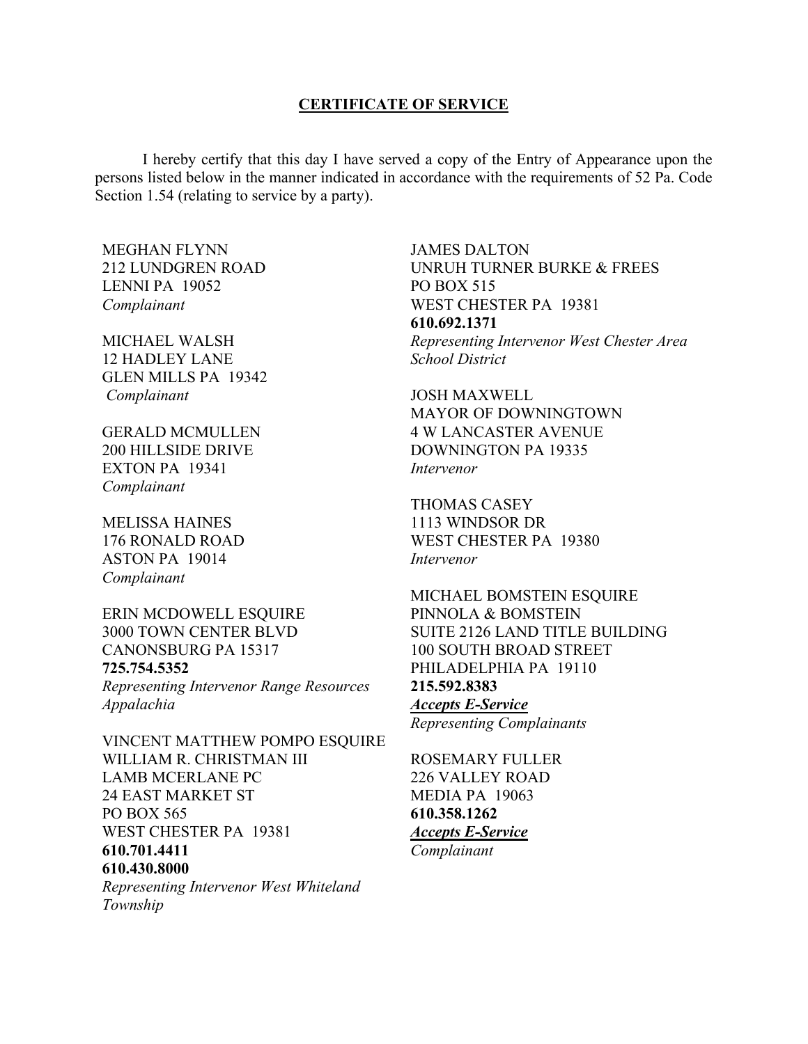## CERTIFICATE OF SERVICE

I hereby certify that this day I have served a copy of the Entry of Appearance upon the persons listed below in the manner indicated in accordance with the requirements of 52 Pa. Code Section 1.54 (relating to service by a party).

MEGHAN FLYNN
212 LUNDGREN ROAD
LENNI PA 19052
*Complainant*

MICHAEL WALSH
12 HADLEY LANE
GLEN MILLS PA 19342
*Complainant*

GERALD MCMULLEN
200 HILLSIDE DRIVE
EXTON PA 19341
*Complainant*

MELISSA HAINES
176 RONALD ROAD
ASTON PA 19014
*Complainant*

ERIN MCDOWELL ESQUIRE
3000 TOWN CENTER BLVD
CANONSBURG PA 15317
**725.754.5352**
*Representing Intervenor Range Resources Appalachia*

VINCENT MATTHEW POMPO ESQUIRE
WILLIAM R. CHRISTMAN III
LAMB MCERLANE PC
24 EAST MARKET ST
PO BOX 565
WEST CHESTER PA 19381
**610.701.4411**
**610.430.8000**
*Representing Intervenor West Whiteland Township*

JAMES DALTON
UNRUH TURNER BURKE & FREES
PO BOX 515
WEST CHESTER PA 19381
**610.692.1371**
*Representing Intervenor West Chester Area School District*

JOSH MAXWELL
MAYOR OF DOWNINGTOWN
4 W LANCASTER AVENUE
DOWNINGTON PA 19335
*Intervenor*

THOMAS CASEY
1113 WINDSOR DR
WEST CHESTER PA 19380
*Intervenor*

MICHAEL BOMSTEIN ESQUIRE
PINNOLA & BOMSTEIN
SUITE 2126 LAND TITLE BUILDING
100 SOUTH BROAD STREET
PHILADELPHIA PA 19110
**215.592.8383**
***Accepts E-Service***
*Representing Complainants*

ROSEMARY FULLER
226 VALLEY ROAD
MEDIA PA 19063
**610.358.1262**
***Accepts E-Service***
*Complainant*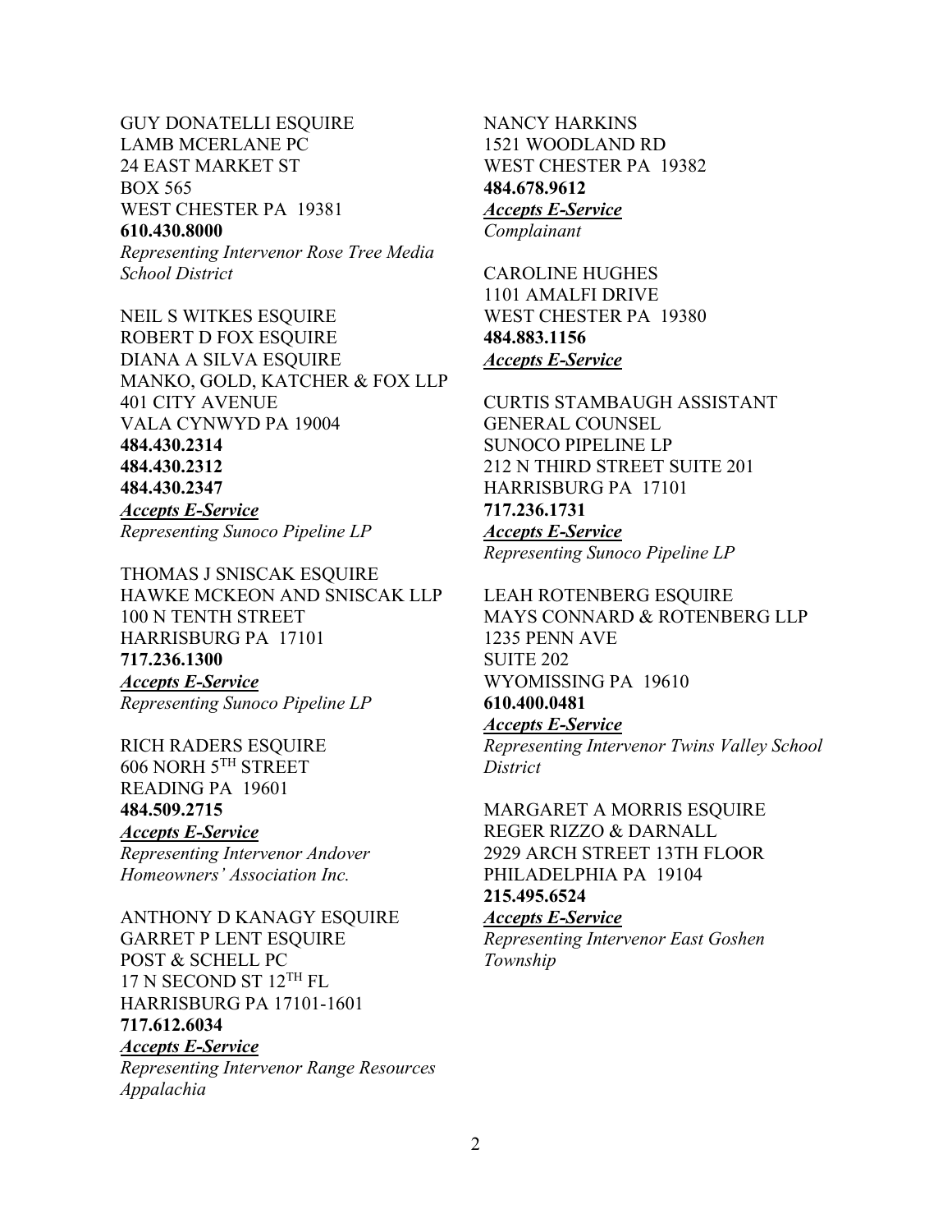GUY DONATELLI ESQUIRE
LAMB MCERLANE PC
24 EAST MARKET ST
BOX 565
WEST CHESTER PA 19381
**610.430.8000**
*Representing Intervenor Rose Tree Media School District*

NEIL S WITKES ESQUIRE
ROBERT D FOX ESQUIRE
DIANA A SILVA ESQUIRE
MANKO, GOLD, KATCHER & FOX LLP
401 CITY AVENUE
VALA CYNWYD PA 19004
**484.430.2314**
**484.430.2312**
**484.430.2347**
***Accepts E-Service***
*Representing Sunoco Pipeline LP*

THOMAS J SNISCAK ESQUIRE
HAWKE MCKEON AND SNISCAK LLP
100 N TENTH STREET
HARRISBURG PA 17101
**717.236.1300**
***Accepts E-Service***
*Representing Sunoco Pipeline LP*

RICH RADERS ESQUIRE
606 NORH 5TH STREET
READING PA 19601
**484.509.2715**
***Accepts E-Service***
*Representing Intervenor Andover Homeowners' Association Inc.*

ANTHONY D KANAGY ESQUIRE
GARRET P LENT ESQUIRE
POST & SCHELL PC
17 N SECOND ST 12TH FL
HARRISBURG PA 17101-1601
**717.612.6034**
***Accepts E-Service***
*Representing Intervenor Range Resources Appalachia*

NANCY HARKINS
1521 WOODLAND RD
WEST CHESTER PA 19382
**484.678.9612**
***Accepts E-Service***
*Complainant*

CAROLINE HUGHES
1101 AMALFI DRIVE
WEST CHESTER PA 19380
**484.883.1156**
***Accepts E-Service***

CURTIS STAMBAUGH ASSISTANT GENERAL COUNSEL
SUNOCO PIPELINE LP
212 N THIRD STREET SUITE 201
HARRISBURG PA 17101
**717.236.1731**
***Accepts E-Service***
*Representing Sunoco Pipeline LP*

LEAH ROTENBERG ESQUIRE
MAYS CONNARD & ROTENBERG LLP
1235 PENN AVE
SUITE 202
WYOMISSING PA 19610
**610.400.0481**
***Accepts E-Service***
*Representing Intervenor Twins Valley School District*

MARGARET A MORRIS ESQUIRE
REGER RIZZO & DARNALL
2929 ARCH STREET 13TH FLOOR
PHILADELPHIA PA 19104
**215.495.6524**
***Accepts E-Service***
*Representing Intervenor East Goshen Township*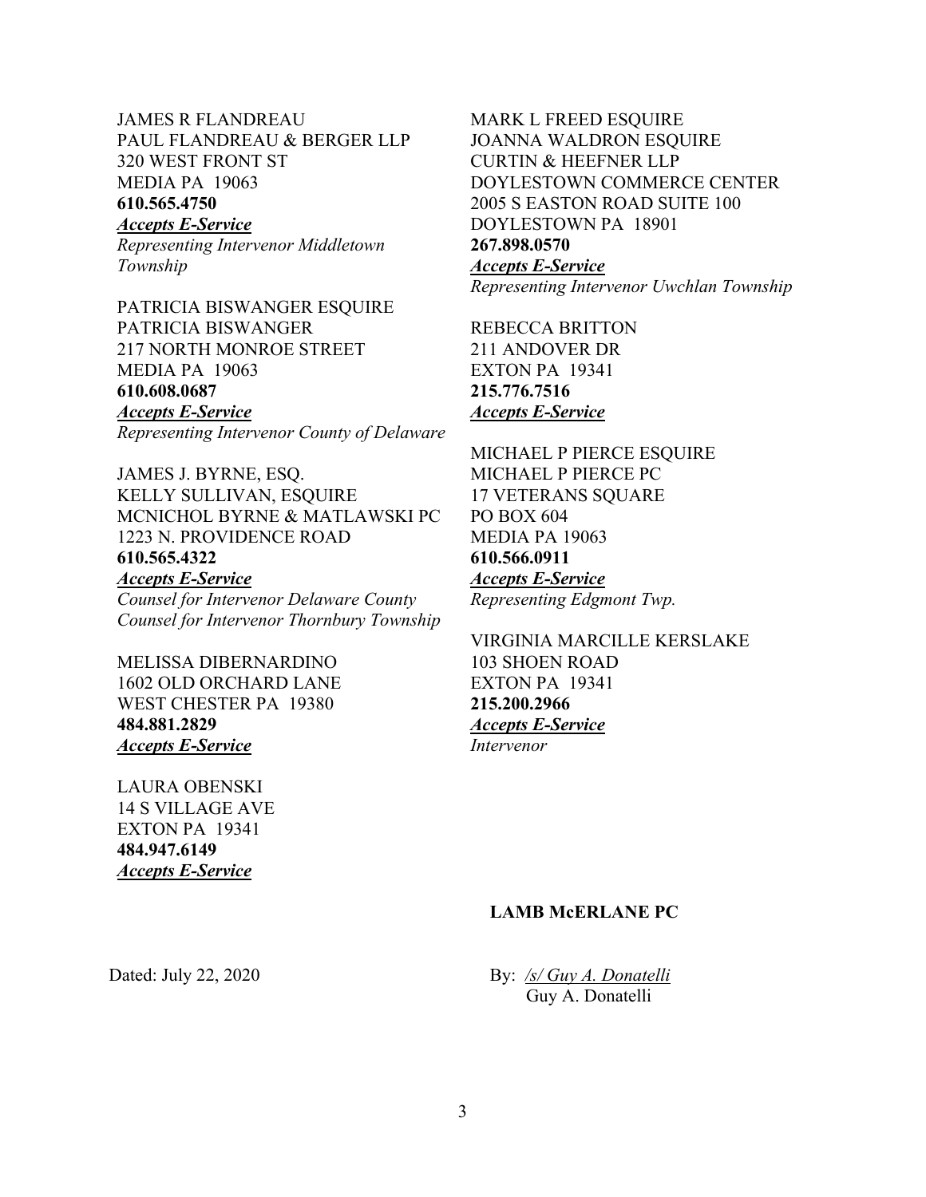JAMES R FLANDREAU
PAUL FLANDREAU & BERGER LLP
320 WEST FRONT ST
MEDIA PA 19063
**610.565.4750**
***Accepts E-Service***
*Representing Intervenor Middletown Township*

PATRICIA BISWANGER ESQUIRE
PATRICIA BISWANGER
217 NORTH MONROE STREET
MEDIA PA 19063
**610.608.0687**
***Accepts E-Service***
*Representing Intervenor County of Delaware*

JAMES J. BYRNE, ESQ.
KELLY SULLIVAN, ESQUIRE
MCNICHOL BYRNE & MATLAWSKI PC
1223 N. PROVIDENCE ROAD
**610.565.4322**
***Accepts E-Service***
*Counsel for Intervenor Delaware County*
*Counsel for Intervenor Thornbury Township*

MELISSA DIBERNARDINO
1602 OLD ORCHARD LANE
WEST CHESTER PA 19380
**484.881.2829**
***Accepts E-Service***

LAURA OBENSKI
14 S VILLAGE AVE
EXTON PA 19341
**484.947.6149**
***Accepts E-Service***

MARK L FREED ESQUIRE
JOANNA WALDRON ESQUIRE
CURTIN & HEEFNER LLP
DOYLESTOWN COMMERCE CENTER
2005 S EASTON ROAD SUITE 100
DOYLESTOWN PA 18901
**267.898.0570**
***Accepts E-Service***
*Representing Intervenor Uwchlan Township*

REBECCA BRITTON
211 ANDOVER DR
EXTON PA 19341
**215.776.7516**
***Accepts E-Service***

MICHAEL P PIERCE ESQUIRE
MICHAEL P PIERCE PC
17 VETERANS SQUARE
PO BOX 604
MEDIA PA 19063
**610.566.0911**
***Accepts E-Service***
*Representing Edgmont Twp.*

VIRGINIA MARCILLE KERSLAKE
103 SHOEN ROAD
EXTON PA 19341
**215.200.2966**
***Accepts E-Service***
*Intervenor*

**LAMB McERLANE PC**

Dated: July 22, 2020

By: */s/ Guy A. Donatelli*
Guy A. Donatelli